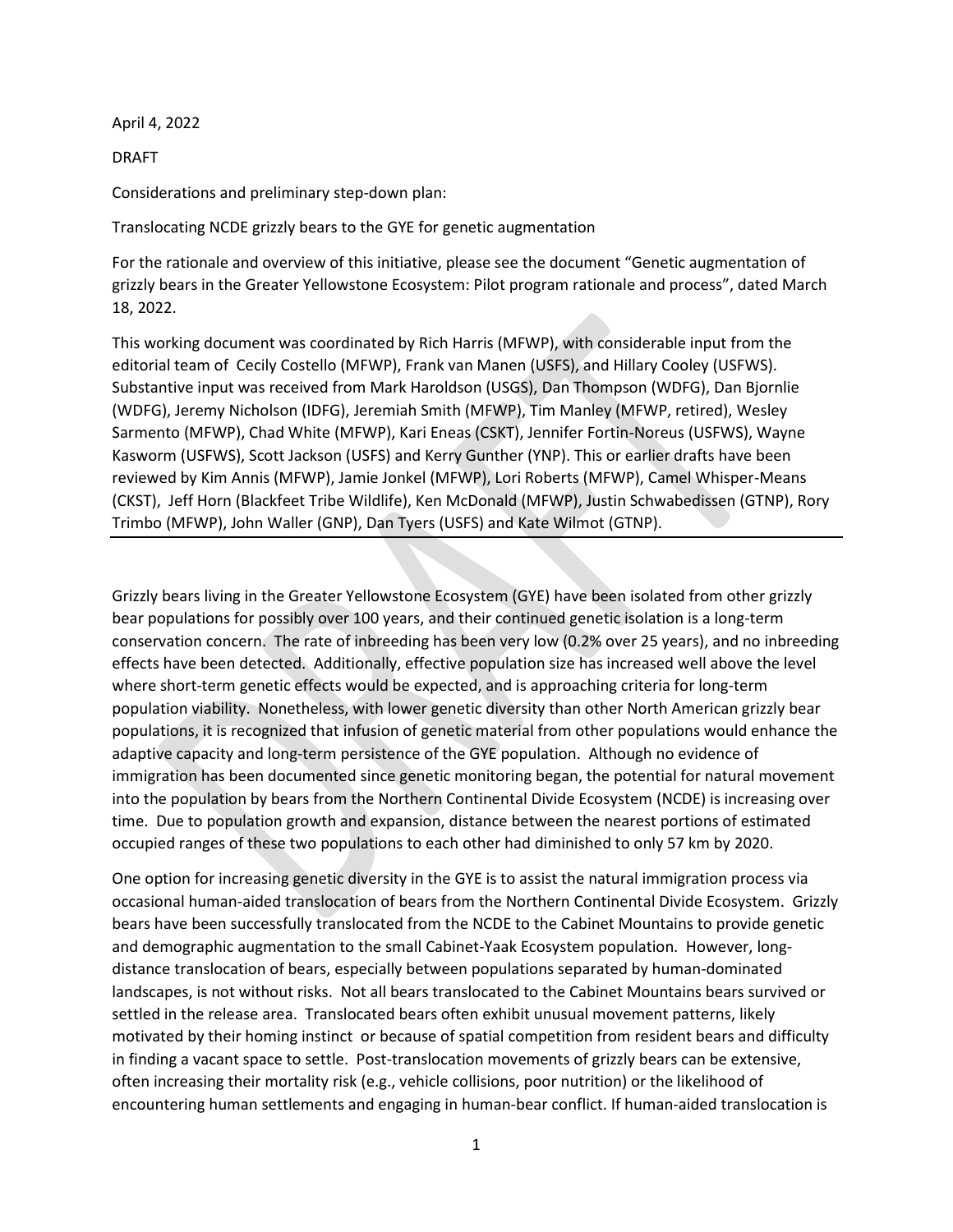April 4, 2022

DRAFT

Considerations and preliminary step-down plan:

Translocating NCDE grizzly bears to the GYE for genetic augmentation

For the rationale and overview of this initiative, please see the document "Genetic augmentation of grizzly bears in the Greater Yellowstone Ecosystem: Pilot program rationale and process", dated March 18, 2022.

This working document was coordinated by Rich Harris (MFWP), with considerable input from the editorial team of Cecily Costello (MFWP), Frank van Manen (USFS), and Hillary Cooley (USFWS). Substantive input was received from Mark Haroldson (USGS), Dan Thompson (WDFG), Dan Bjornlie (WDFG), Jeremy Nicholson (IDFG), Jeremiah Smith (MFWP), Tim Manley (MFWP, retired), Wesley Sarmento (MFWP), Chad White (MFWP), Kari Eneas (CSKT), Jennifer Fortin-Noreus (USFWS), Wayne Kasworm (USFWS), Scott Jackson (USFS) and Kerry Gunther (YNP). This or earlier drafts have been reviewed by Kim Annis (MFWP), Jamie Jonkel (MFWP), Lori Roberts (MFWP), Camel Whisper-Means (CKST), Jeff Horn (Blackfeet Tribe Wildlife), Ken McDonald (MFWP), Justin Schwabedissen (GTNP), Rory Trimbo (MFWP), John Waller (GNP), Dan Tyers (USFS) and Kate Wilmot (GTNP).

---

Grizzly bears living in the Greater Yellowstone Ecosystem (GYE) have been isolated from other grizzly bear populations for possibly over 100 years, and their continued genetic isolation is a long-term conservation concern. The rate of inbreeding has been very low (0.2% over 25 years), and no inbreeding effects have been detected. Additionally, effective population size has increased well above the level where short-term genetic effects would be expected, and is approaching criteria for long-term population viability. Nonetheless, with lower genetic diversity than other North American grizzly bear populations, it is recognized that infusion of genetic material from other populations would enhance the adaptive capacity and long-term persistence of the GYE population. Although no evidence of immigration has been documented since genetic monitoring began, the potential for natural movement into the population by bears from the Northern Continental Divide Ecosystem (NCDE) is increasing over time. Due to population growth and expansion, distance between the nearest portions of estimated occupied ranges of these two populations to each other had diminished to only 57 km by 2020.

One option for increasing genetic diversity in the GYE is to assist the natural immigration process via occasional human-aided translocation of bears from the Northern Continental Divide Ecosystem. Grizzly bears have been successfully translocated from the NCDE to the Cabinet Mountains to provide genetic and demographic augmentation to the small Cabinet-Yaak Ecosystem population. However, long-distance translocation of bears, especially between populations separated by human-dominated landscapes, is not without risks. Not all bears translocated to the Cabinet Mountains bears survived or settled in the release area. Translocated bears often exhibit unusual movement patterns, likely motivated by their homing instinct or because of spatial competition from resident bears and difficulty in finding a vacant space to settle. Post-translocation movements of grizzly bears can be extensive, often increasing their mortality risk (e.g., vehicle collisions, poor nutrition) or the likelihood of encountering human settlements and engaging in human-bear conflict. If human-aided translocation is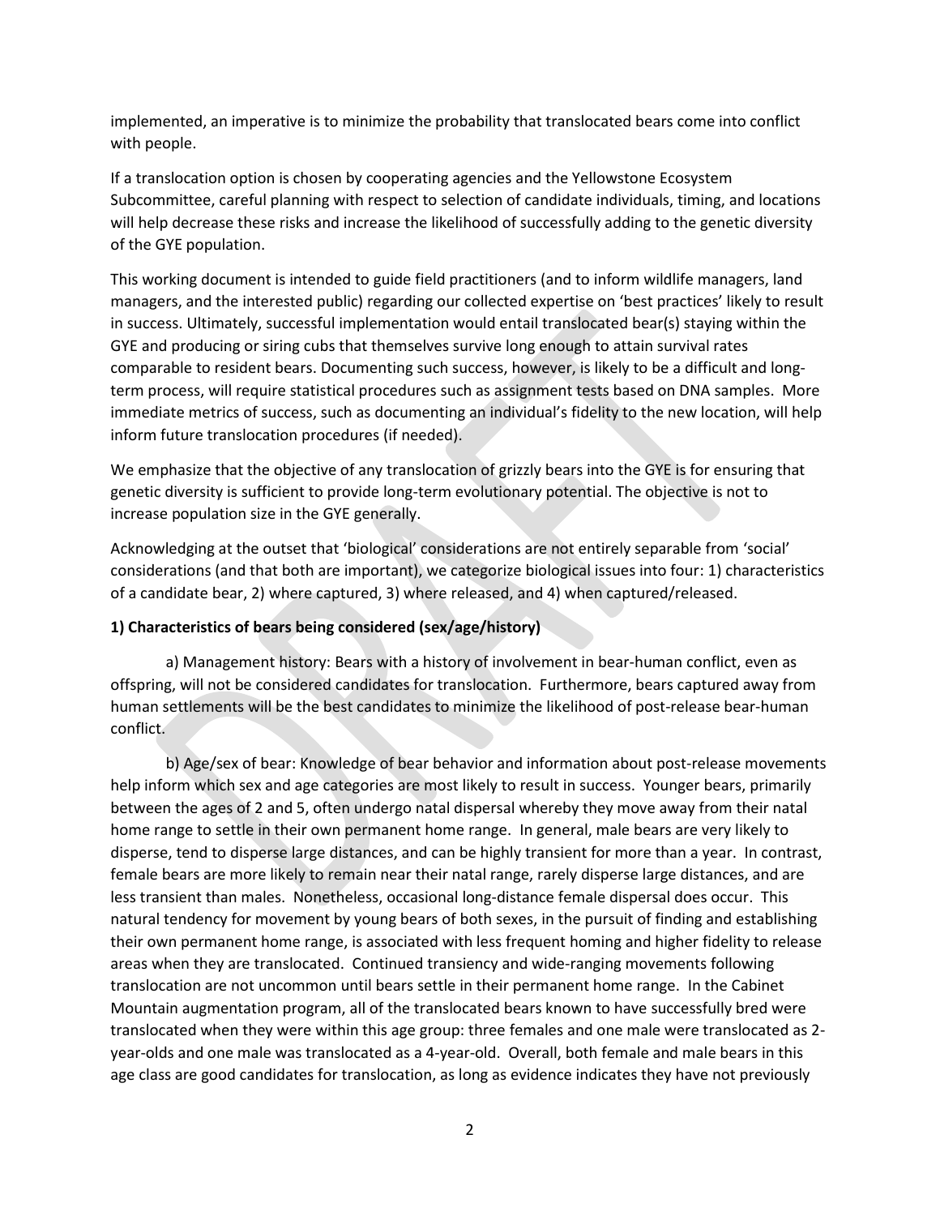implemented, an imperative is to minimize the probability that translocated bears come into conflict with people.

If a translocation option is chosen by cooperating agencies and the Yellowstone Ecosystem Subcommittee, careful planning with respect to selection of candidate individuals, timing, and locations will help decrease these risks and increase the likelihood of successfully adding to the genetic diversity of the GYE population.

This working document is intended to guide field practitioners (and to inform wildlife managers, land managers, and the interested public) regarding our collected expertise on 'best practices' likely to result in success. Ultimately, successful implementation would entail translocated bear(s) staying within the GYE and producing or siring cubs that themselves survive long enough to attain survival rates comparable to resident bears. Documenting such success, however, is likely to be a difficult and long-term process, will require statistical procedures such as assignment tests based on DNA samples. More immediate metrics of success, such as documenting an individual's fidelity to the new location, will help inform future translocation procedures (if needed).

We emphasize that the objective of any translocation of grizzly bears into the GYE is for ensuring that genetic diversity is sufficient to provide long-term evolutionary potential. The objective is not to increase population size in the GYE generally.

Acknowledging at the outset that 'biological' considerations are not entirely separable from 'social' considerations (and that both are important), we categorize biological issues into four: 1) characteristics of a candidate bear, 2) where captured, 3) where released, and 4) when captured/released.

**1) Characteristics of bears being considered (sex/age/history)**

a) Management history: Bears with a history of involvement in bear-human conflict, even as offspring, will not be considered candidates for translocation. Furthermore, bears captured away from human settlements will be the best candidates to minimize the likelihood of post-release bear-human conflict.

b) Age/sex of bear: Knowledge of bear behavior and information about post-release movements help inform which sex and age categories are most likely to result in success. Younger bears, primarily between the ages of 2 and 5, often undergo natal dispersal whereby they move away from their natal home range to settle in their own permanent home range. In general, male bears are very likely to disperse, tend to disperse large distances, and can be highly transient for more than a year. In contrast, female bears are more likely to remain near their natal range, rarely disperse large distances, and are less transient than males. Nonetheless, occasional long-distance female dispersal does occur. This natural tendency for movement by young bears of both sexes, in the pursuit of finding and establishing their own permanent home range, is associated with less frequent homing and higher fidelity to release areas when they are translocated. Continued transiency and wide-ranging movements following translocation are not uncommon until bears settle in their permanent home range. In the Cabinet Mountain augmentation program, all of the translocated bears known to have successfully bred were translocated when they were within this age group: three females and one male were translocated as 2-year-olds and one male was translocated as a 4-year-old. Overall, both female and male bears in this age class are good candidates for translocation, as long as evidence indicates they have not previously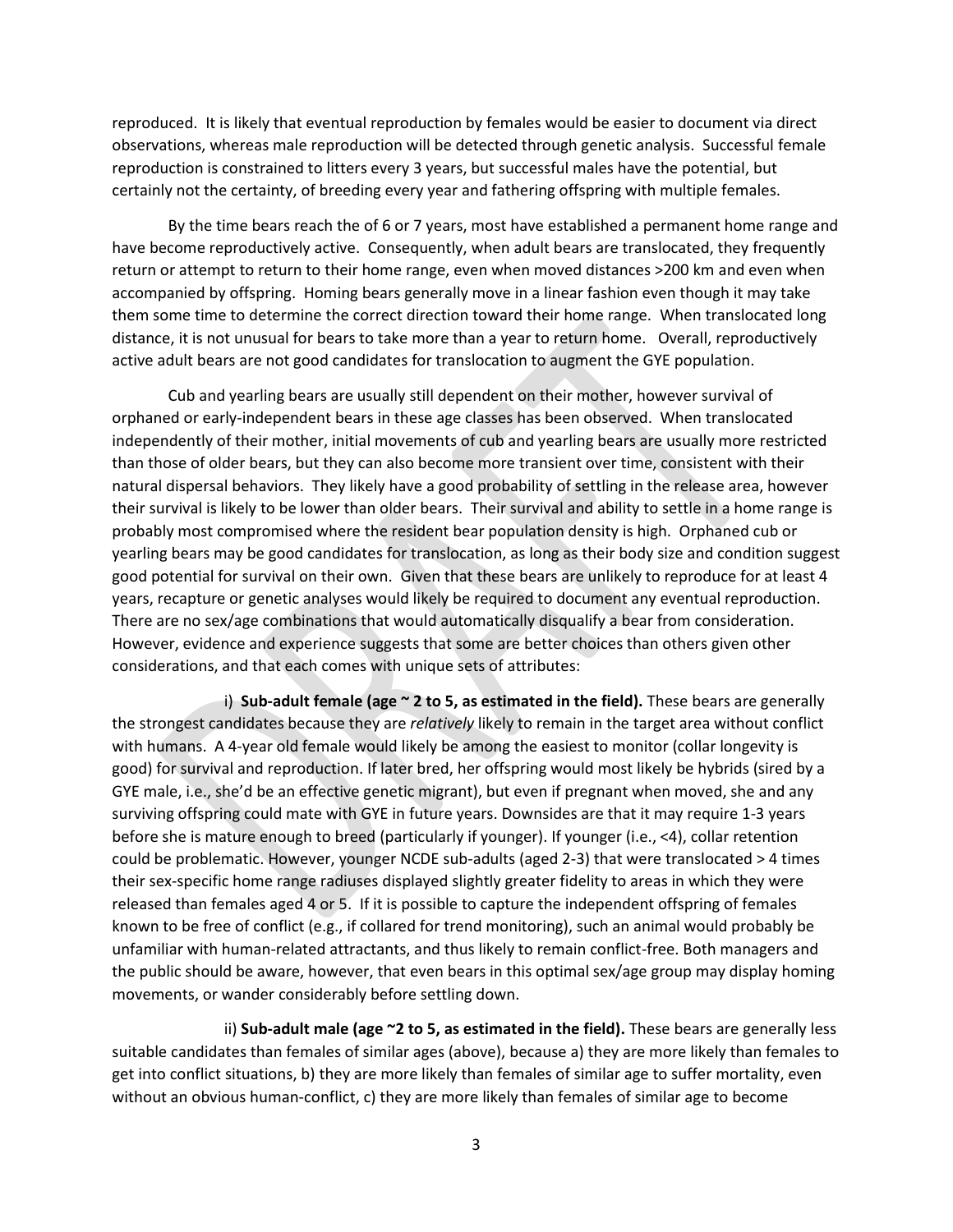reproduced. It is likely that eventual reproduction by females would be easier to document via direct observations, whereas male reproduction will be detected through genetic analysis. Successful female reproduction is constrained to litters every 3 years, but successful males have the potential, but certainly not the certainty, of breeding every year and fathering offspring with multiple females.

By the time bears reach the of 6 or 7 years, most have established a permanent home range and have become reproductively active. Consequently, when adult bears are translocated, they frequently return or attempt to return to their home range, even when moved distances >200 km and even when accompanied by offspring. Homing bears generally move in a linear fashion even though it may take them some time to determine the correct direction toward their home range. When translocated long distance, it is not unusual for bears to take more than a year to return home. Overall, reproductively active adult bears are not good candidates for translocation to augment the GYE population.

Cub and yearling bears are usually still dependent on their mother, however survival of orphaned or early-independent bears in these age classes has been observed. When translocated independently of their mother, initial movements of cub and yearling bears are usually more restricted than those of older bears, but they can also become more transient over time, consistent with their natural dispersal behaviors. They likely have a good probability of settling in the release area, however their survival is likely to be lower than older bears. Their survival and ability to settle in a home range is probably most compromised where the resident bear population density is high. Orphaned cub or yearling bears may be good candidates for translocation, as long as their body size and condition suggest good potential for survival on their own. Given that these bears are unlikely to reproduce for at least 4 years, recapture or genetic analyses would likely be required to document any eventual reproduction. There are no sex/age combinations that would automatically disqualify a bear from consideration. However, evidence and experience suggests that some are better choices than others given other considerations, and that each comes with unique sets of attributes:

i) **Sub-adult female (age ~ 2 to 5, as estimated in the field).** These bears are generally the strongest candidates because they are *relatively* likely to remain in the target area without conflict with humans. A 4-year old female would likely be among the easiest to monitor (collar longevity is good) for survival and reproduction. If later bred, her offspring would most likely be hybrids (sired by a GYE male, i.e., she'd be an effective genetic migrant), but even if pregnant when moved, she and any surviving offspring could mate with GYE in future years. Downsides are that it may require 1-3 years before she is mature enough to breed (particularly if younger). If younger (i.e., <4), collar retention could be problematic. However, younger NCDE sub-adults (aged 2-3) that were translocated > 4 times their sex-specific home range radiuses displayed slightly greater fidelity to areas in which they were released than females aged 4 or 5. If it is possible to capture the independent offspring of females known to be free of conflict (e.g., if collared for trend monitoring), such an animal would probably be unfamiliar with human-related attractants, and thus likely to remain conflict-free. Both managers and the public should be aware, however, that even bears in this optimal sex/age group may display homing movements, or wander considerably before settling down.

ii) **Sub-adult male (age ~2 to 5, as estimated in the field).** These bears are generally less suitable candidates than females of similar ages (above), because a) they are more likely than females to get into conflict situations, b) they are more likely than females of similar age to suffer mortality, even without an obvious human-conflict, c) they are more likely than females of similar age to become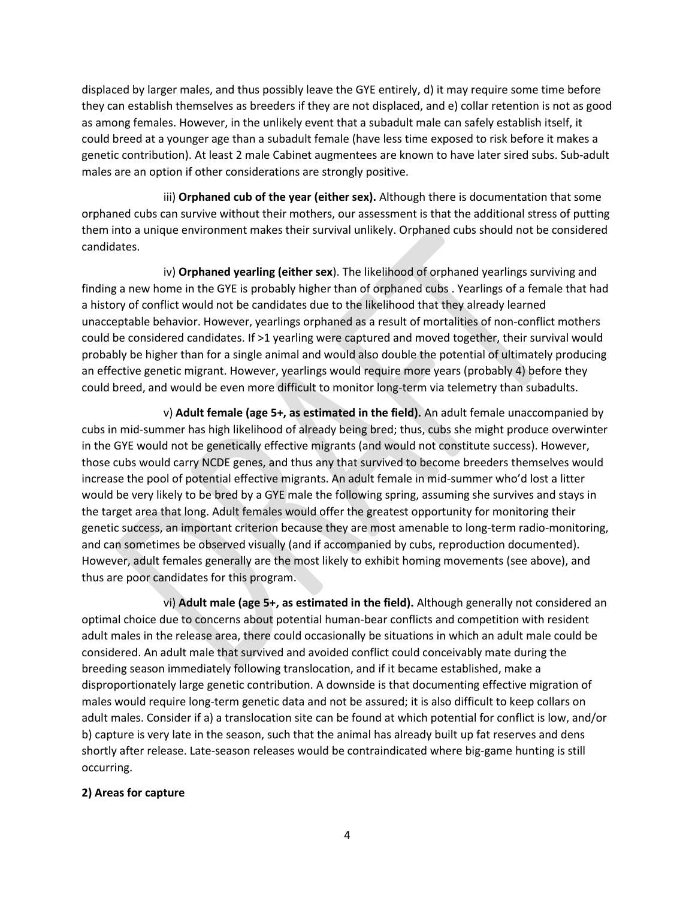displaced by larger males, and thus possibly leave the GYE entirely, d) it may require some time before they can establish themselves as breeders if they are not displaced, and e) collar retention is not as good as among females. However, in the unlikely event that a subadult male can safely establish itself, it could breed at a younger age than a subadult female (have less time exposed to risk before it makes a genetic contribution). At least 2 male Cabinet augmentees are known to have later sired subs. Sub-adult males are an option if other considerations are strongly positive.

iii) **Orphaned cub of the year (either sex).** Although there is documentation that some orphaned cubs can survive without their mothers, our assessment is that the additional stress of putting them into a unique environment makes their survival unlikely. Orphaned cubs should not be considered candidates.

iv) **Orphaned yearling (either sex**). The likelihood of orphaned yearlings surviving and finding a new home in the GYE is probably higher than of orphaned cubs . Yearlings of a female that had a history of conflict would not be candidates due to the likelihood that they already learned unacceptable behavior. However, yearlings orphaned as a result of mortalities of non-conflict mothers could be considered candidates. If >1 yearling were captured and moved together, their survival would probably be higher than for a single animal and would also double the potential of ultimately producing an effective genetic migrant. However, yearlings would require more years (probably 4) before they could breed, and would be even more difficult to monitor long-term via telemetry than subadults.

v) **Adult female (age 5+, as estimated in the field).** An adult female unaccompanied by cubs in mid-summer has high likelihood of already being bred; thus, cubs she might produce overwinter in the GYE would not be genetically effective migrants (and would not constitute success). However, those cubs would carry NCDE genes, and thus any that survived to become breeders themselves would increase the pool of potential effective migrants. An adult female in mid-summer who'd lost a litter would be very likely to be bred by a GYE male the following spring, assuming she survives and stays in the target area that long. Adult females would offer the greatest opportunity for monitoring their genetic success, an important criterion because they are most amenable to long-term radio-monitoring, and can sometimes be observed visually (and if accompanied by cubs, reproduction documented). However, adult females generally are the most likely to exhibit homing movements (see above), and thus are poor candidates for this program.

vi) **Adult male (age 5+, as estimated in the field).** Although generally not considered an optimal choice due to concerns about potential human-bear conflicts and competition with resident adult males in the release area, there could occasionally be situations in which an adult male could be considered. An adult male that survived and avoided conflict could conceivably mate during the breeding season immediately following translocation, and if it became established, make a disproportionately large genetic contribution. A downside is that documenting effective migration of males would require long-term genetic data and not be assured; it is also difficult to keep collars on adult males. Consider if a) a translocation site can be found at which potential for conflict is low, and/or b) capture is very late in the season, such that the animal has already built up fat reserves and dens shortly after release. Late-season releases would be contraindicated where big-game hunting is still occurring.

**2) Areas for capture**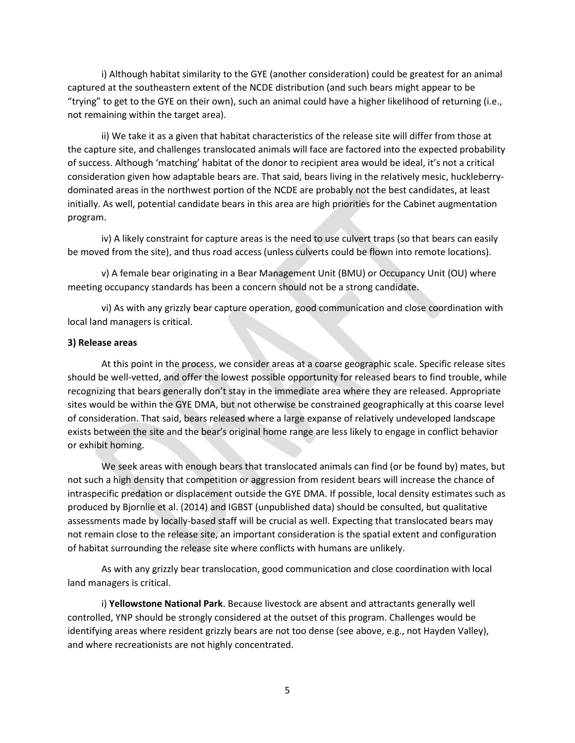i) Although habitat similarity to the GYE (another consideration) could be greatest for an animal captured at the southeastern extent of the NCDE distribution (and such bears might appear to be "trying" to get to the GYE on their own), such an animal could have a higher likelihood of returning (i.e., not remaining within the target area).

ii) We take it as a given that habitat characteristics of the release site will differ from those at the capture site, and challenges translocated animals will face are factored into the expected probability of success. Although 'matching' habitat of the donor to recipient area would be ideal, it's not a critical consideration given how adaptable bears are. That said, bears living in the relatively mesic, huckleberry-dominated areas in the northwest portion of the NCDE are probably not the best candidates, at least initially. As well, potential candidate bears in this area are high priorities for the Cabinet augmentation program.

iv) A likely constraint for capture areas is the need to use culvert traps (so that bears can easily be moved from the site), and thus road access (unless culverts could be flown into remote locations).

v) A female bear originating in a Bear Management Unit (BMU) or Occupancy Unit (OU) where meeting occupancy standards has been a concern should not be a strong candidate.

vi) As with any grizzly bear capture operation, good communication and close coordination with local land managers is critical.

**3) Release areas**

At this point in the process, we consider areas at a coarse geographic scale. Specific release sites should be well-vetted, and offer the lowest possible opportunity for released bears to find trouble, while recognizing that bears generally don't stay in the immediate area where they are released. Appropriate sites would be within the GYE DMA, but not otherwise be constrained geographically at this coarse level of consideration. That said, bears released where a large expanse of relatively undeveloped landscape exists between the site and the bear's original home range are less likely to engage in conflict behavior or exhibit homing.

We seek areas with enough bears that translocated animals can find (or be found by) mates, but not such a high density that competition or aggression from resident bears will increase the chance of intraspecific predation or displacement outside the GYE DMA. If possible, local density estimates such as produced by Bjornlie et al. (2014) and IGBST (unpublished data) should be consulted, but qualitative assessments made by locally-based staff will be crucial as well. Expecting that translocated bears may not remain close to the release site, an important consideration is the spatial extent and configuration of habitat surrounding the release site where conflicts with humans are unlikely.

As with any grizzly bear translocation, good communication and close coordination with local land managers is critical.

i) **Yellowstone National Park**. Because livestock are absent and attractants generally well controlled, YNP should be strongly considered at the outset of this program. Challenges would be identifying areas where resident grizzly bears are not too dense (see above, e.g., not Hayden Valley), and where recreationists are not highly concentrated.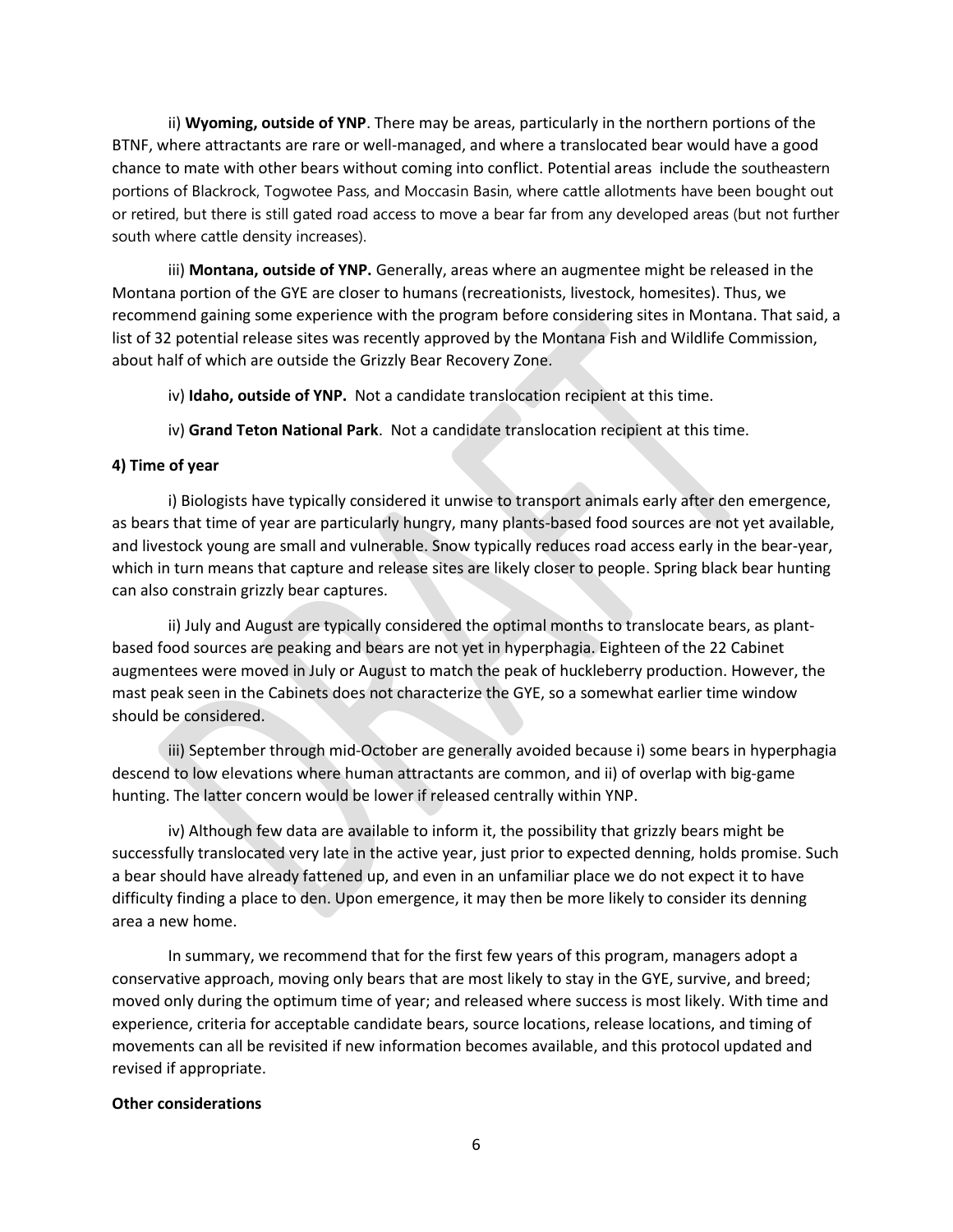ii) **Wyoming, outside of YNP**. There may be areas, particularly in the northern portions of the BTNF, where attractants are rare or well-managed, and where a translocated bear would have a good chance to mate with other bears without coming into conflict. Potential areas include the southeastern portions of Blackrock, Togwotee Pass, and Moccasin Basin, where cattle allotments have been bought out or retired, but there is still gated road access to move a bear far from any developed areas (but not further south where cattle density increases).

iii) **Montana, outside of YNP.** Generally, areas where an augmentee might be released in the Montana portion of the GYE are closer to humans (recreationists, livestock, homesites). Thus, we recommend gaining some experience with the program before considering sites in Montana. That said, a list of 32 potential release sites was recently approved by the Montana Fish and Wildlife Commission, about half of which are outside the Grizzly Bear Recovery Zone.

iv) **Idaho, outside of YNP.** Not a candidate translocation recipient at this time.

iv) **Grand Teton National Park**. Not a candidate translocation recipient at this time.

**4) Time of year**

i) Biologists have typically considered it unwise to transport animals early after den emergence, as bears that time of year are particularly hungry, many plants-based food sources are not yet available, and livestock young are small and vulnerable. Snow typically reduces road access early in the bear-year, which in turn means that capture and release sites are likely closer to people. Spring black bear hunting can also constrain grizzly bear captures.

ii) July and August are typically considered the optimal months to translocate bears, as plant-based food sources are peaking and bears are not yet in hyperphagia. Eighteen of the 22 Cabinet augmentees were moved in July or August to match the peak of huckleberry production. However, the mast peak seen in the Cabinets does not characterize the GYE, so a somewhat earlier time window should be considered.

iii) September through mid-October are generally avoided because i) some bears in hyperphagia descend to low elevations where human attractants are common, and ii) of overlap with big-game hunting. The latter concern would be lower if released centrally within YNP.

iv) Although few data are available to inform it, the possibility that grizzly bears might be successfully translocated very late in the active year, just prior to expected denning, holds promise. Such a bear should have already fattened up, and even in an unfamiliar place we do not expect it to have difficulty finding a place to den. Upon emergence, it may then be more likely to consider its denning area a new home.

In summary, we recommend that for the first few years of this program, managers adopt a conservative approach, moving only bears that are most likely to stay in the GYE, survive, and breed; moved only during the optimum time of year; and released where success is most likely. With time and experience, criteria for acceptable candidate bears, source locations, release locations, and timing of movements can all be revisited if new information becomes available, and this protocol updated and revised if appropriate.

**Other considerations**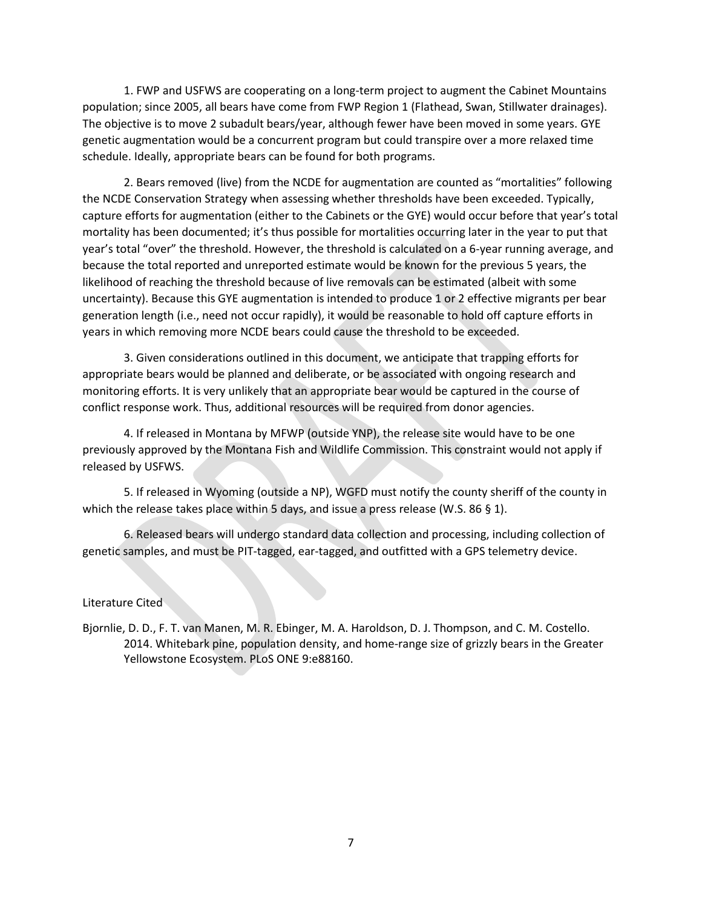1. FWP and USFWS are cooperating on a long-term project to augment the Cabinet Mountains population; since 2005, all bears have come from FWP Region 1 (Flathead, Swan, Stillwater drainages). The objective is to move 2 subadult bears/year, although fewer have been moved in some years. GYE genetic augmentation would be a concurrent program but could transpire over a more relaxed time schedule. Ideally, appropriate bears can be found for both programs.

2. Bears removed (live) from the NCDE for augmentation are counted as "mortalities" following the NCDE Conservation Strategy when assessing whether thresholds have been exceeded. Typically, capture efforts for augmentation (either to the Cabinets or the GYE) would occur before that year's total mortality has been documented; it's thus possible for mortalities occurring later in the year to put that year's total "over" the threshold. However, the threshold is calculated on a 6-year running average, and because the total reported and unreported estimate would be known for the previous 5 years, the likelihood of reaching the threshold because of live removals can be estimated (albeit with some uncertainty). Because this GYE augmentation is intended to produce 1 or 2 effective migrants per bear generation length (i.e., need not occur rapidly), it would be reasonable to hold off capture efforts in years in which removing more NCDE bears could cause the threshold to be exceeded.

3. Given considerations outlined in this document, we anticipate that trapping efforts for appropriate bears would be planned and deliberate, or be associated with ongoing research and monitoring efforts. It is very unlikely that an appropriate bear would be captured in the course of conflict response work. Thus, additional resources will be required from donor agencies.

4. If released in Montana by MFWP (outside YNP), the release site would have to be one previously approved by the Montana Fish and Wildlife Commission. This constraint would not apply if released by USFWS.

5. If released in Wyoming (outside a NP), WGFD must notify the county sheriff of the county in which the release takes place within 5 days, and issue a press release (W.S. 86 § 1).

6. Released bears will undergo standard data collection and processing, including collection of genetic samples, and must be PIT-tagged, ear-tagged, and outfitted with a GPS telemetry device.

Literature Cited

Bjornlie, D. D., F. T. van Manen, M. R. Ebinger, M. A. Haroldson, D. J. Thompson, and C. M. Costello. 2014. Whitebark pine, population density, and home-range size of grizzly bears in the Greater Yellowstone Ecosystem. PLoS ONE 9:e88160.